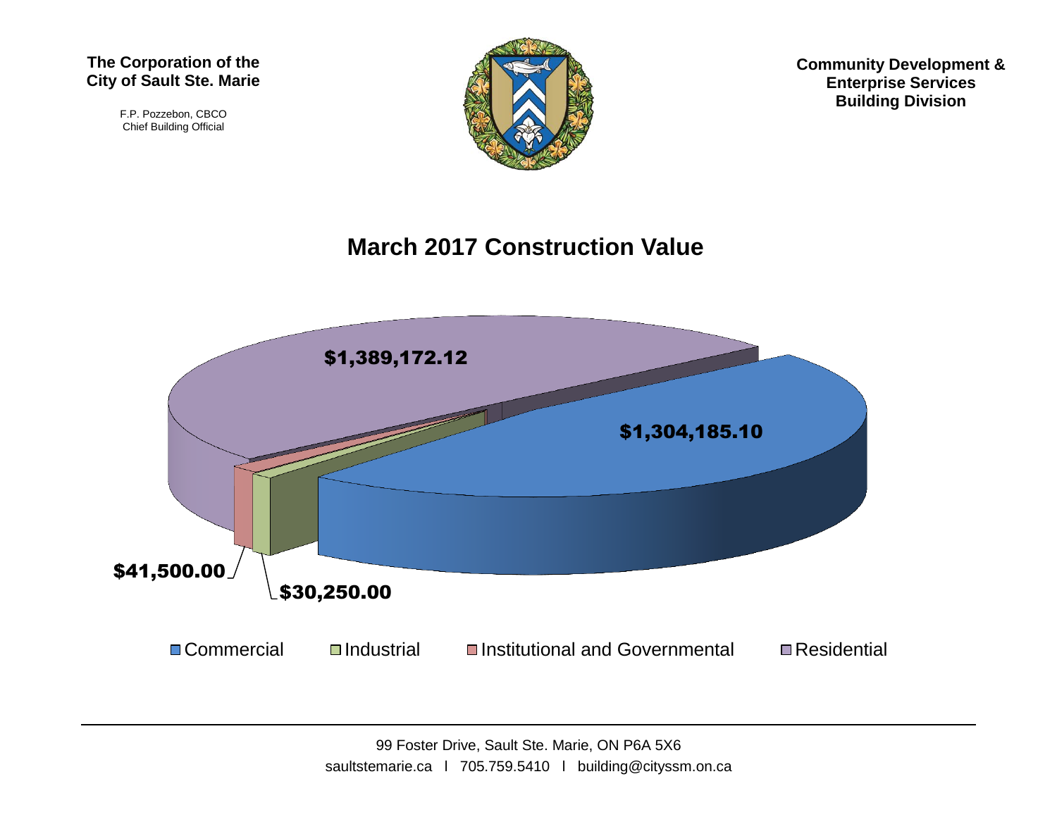**The Corporation of the City of Sault Ste. Marie**

F.P. Pozzebon, CBCO
Chief Building Official

**Community Development & Enterprise Services Building Division**

# March 2017 Construction Value

$1,389,172.12

$1,304,185.10

$41,500.00

$30,250.00

Commercial | Industrial | Institutional and Governmental | Residential

99 Foster Drive, Sault Ste. Marie, ON P6A 5X6
saultstemarie.ca | 705.759.5410 | building@cityssm.on.ca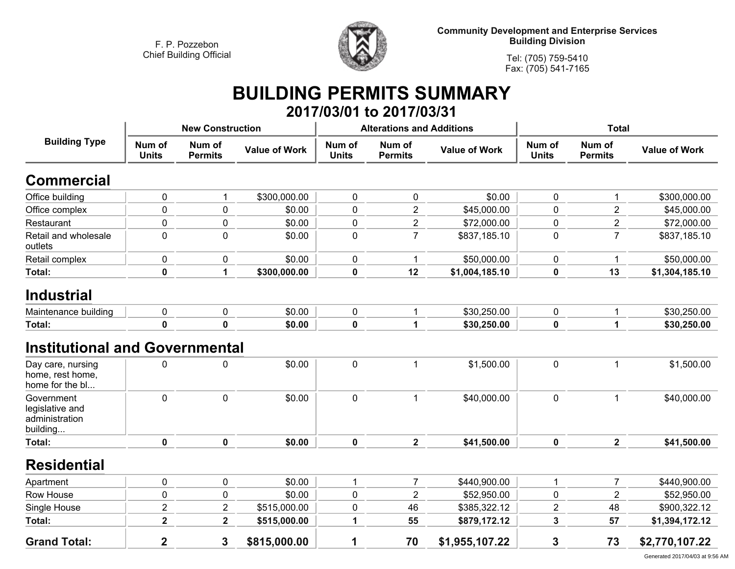F. P. Pozzebon
Chief Building Official

**Community Development and Enterprise Services**
**Building Division**

Tel: (705) 759-5410
Fax: (705) 541-7165

# BUILDING PERMITS SUMMARY

## 2017/03/01 to 2017/03/31

| Building Type | New Construction | | | Alterations and Additions | | | Total | | |
|---|---|---|---|---|---|---|---|---|---|
| | Num of Units | Num of Permits | Value of Work | Num of Units | Num of Permits | Value of Work | Num of Units | Num of Permits | Value of Work |
| **Commercial** | | | | | | | | | |
| Office building | 0 | 1 | $300,000.00 | 0 | 0 | $0.00 | 0 | 1 | $300,000.00 |
| Office complex | 0 | 0 | $0.00 | 0 | 2 | $45,000.00 | 0 | 2 | $45,000.00 |
| Restaurant | 0 | 0 | $0.00 | 0 | 2 | $72,000.00 | 0 | 2 | $72,000.00 |
| Retail and wholesale outlets | 0 | 0 | $0.00 | 0 | 7 | $837,185.10 | 0 | 7 | $837,185.10 |
| Retail complex | 0 | 0 | $0.00 | 0 | 1 | $50,000.00 | 0 | 1 | $50,000.00 |
| **Total:** | **0** | **1** | **$300,000.00** | **0** | **12** | **$1,004,185.10** | **0** | **13** | **$1,304,185.10** |
| **Industrial** | | | | | | | | | |
| Maintenance building | 0 | 0 | $0.00 | 0 | 1 | $30,250.00 | 0 | 1 | $30,250.00 |
| **Total:** | **0** | **0** | **$0.00** | **0** | **1** | **$30,250.00** | **0** | **1** | **$30,250.00** |
| **Institutional and Governmental** | | | | | | | | | |
| Day care, nursing home, rest home, home for the bl... | 0 | 0 | $0.00 | 0 | 1 | $1,500.00 | 0 | 1 | $1,500.00 |
| Government legislative and administration building... | 0 | 0 | $0.00 | 0 | 1 | $40,000.00 | 0 | 1 | $40,000.00 |
| **Total:** | **0** | **0** | **$0.00** | **0** | **2** | **$41,500.00** | **0** | **2** | **$41,500.00** |
| **Residential** | | | | | | | | | |
| Apartment | 0 | 0 | $0.00 | 1 | 7 | $440,900.00 | 1 | 7 | $440,900.00 |
| Row House | 0 | 0 | $0.00 | 0 | 2 | $52,950.00 | 0 | 2 | $52,950.00 |
| Single House | 2 | 2 | $515,000.00 | 0 | 46 | $385,322.12 | 2 | 48 | $900,322.12 |
| **Total:** | **2** | **2** | **$515,000.00** | **1** | **55** | **$879,172.12** | **3** | **57** | **$1,394,172.12** |
| **Grand Total:** | **2** | **3** | **$815,000.00** | **1** | **70** | **$1,955,107.22** | **3** | **73** | **$2,770,107.22** |

Generated 2017/04/03 at 9:56 AM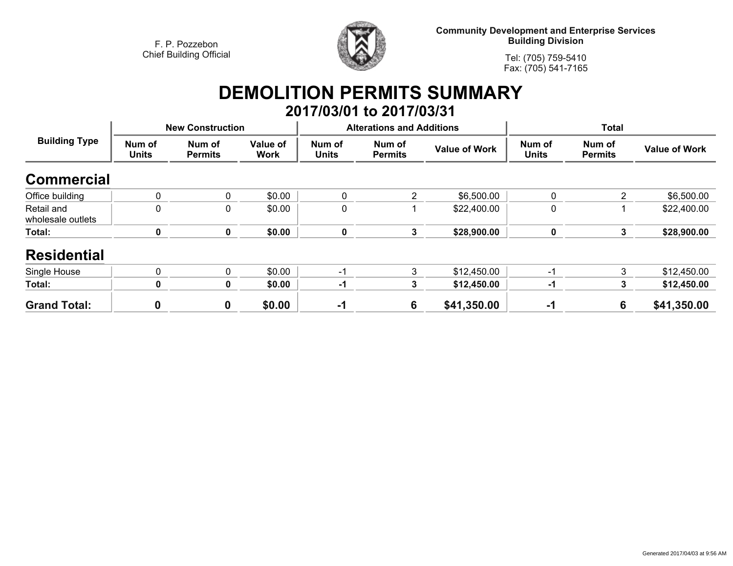F. P. Pozzebon
Chief Building Official

**Community Development and Enterprise Services**
**Building Division**

Tel: (705) 759-5410
Fax: (705) 541-7165

# DEMOLITION PERMITS SUMMARY

## 2017/03/01 to 2017/03/31

| Building Type | New Construction | | | Alterations and Additions | | | Total | | |
|---|---|---|---|---|---|---|---|---|---|
| | Num of Units | Num of Permits | Value of Work | Num of Units | Num of Permits | Value of Work | Num of Units | Num of Permits | Value of Work |
| **Commercial** | | | | | | | | | |
| Office building | 0 | 0 | $0.00 | 0 | 2 | $6,500.00 | 0 | 2 | $6,500.00 |
| Retail and wholesale outlets | 0 | 0 | $0.00 | 0 | 1 | $22,400.00 | 0 | 1 | $22,400.00 |
| **Total:** | **0** | **0** | **$0.00** | **0** | **3** | **$28,900.00** | **0** | **3** | **$28,900.00** |
| **Residential** | | | | | | | | | |
| Single House | 0 | 0 | $0.00 | -1 | 3 | $12,450.00 | -1 | 3 | $12,450.00 |
| **Total:** | **0** | **0** | **$0.00** | **-1** | **3** | **$12,450.00** | **-1** | **3** | **$12,450.00** |
| **Grand Total:** | **0** | **0** | **$0.00** | **-1** | **6** | **$41,350.00** | **-1** | **6** | **$41,350.00** |

Generated 2017/04/03 at 9:56 AM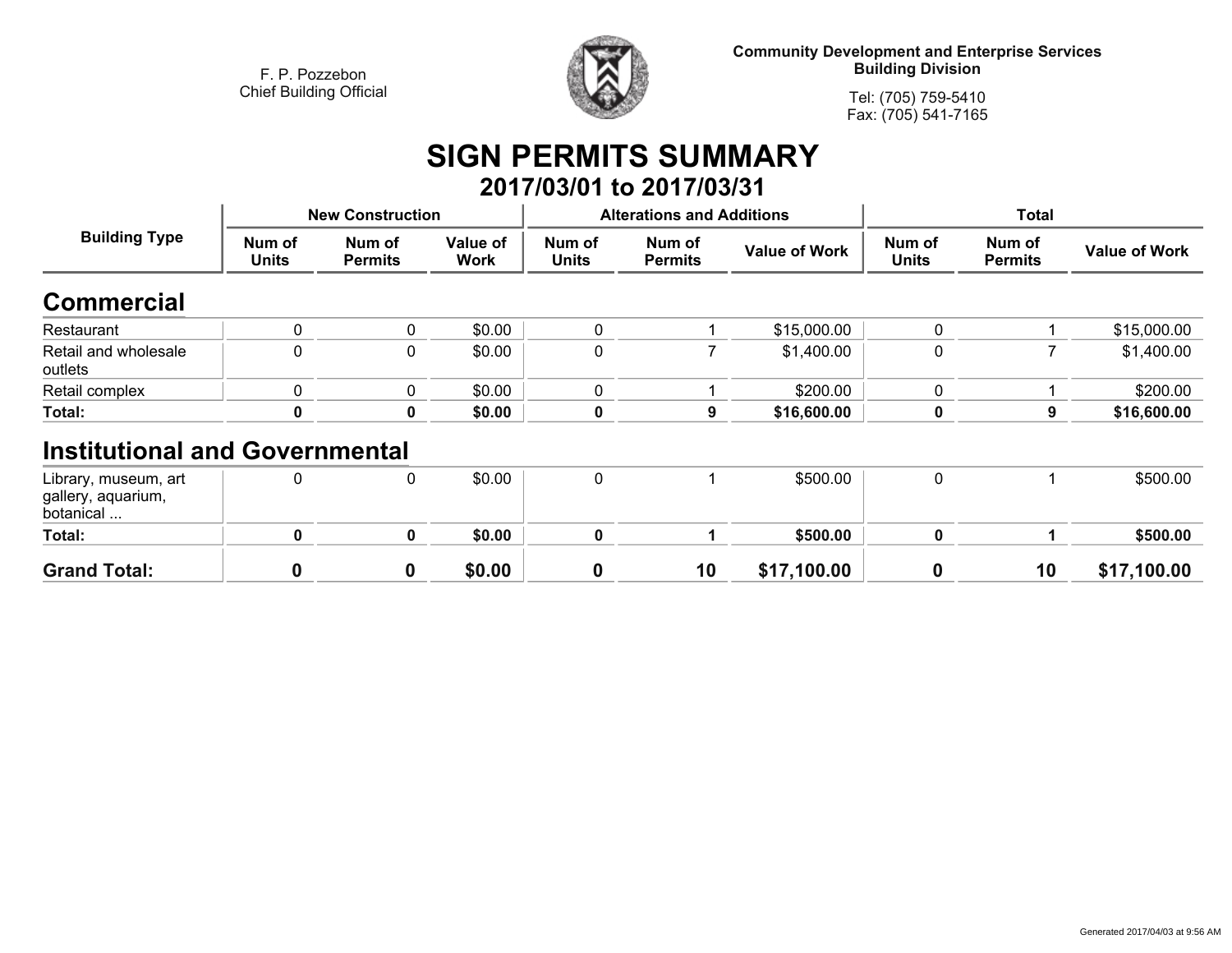F. P. Pozzebon
Chief Building Official

**Community Development and Enterprise Services**
**Building Division**

Tel: (705) 759-5410
Fax: (705) 541-7165

# SIGN PERMITS SUMMARY

## 2017/03/01 to 2017/03/31

| Building Type | New Construction | | | Alterations and Additions | | | Total | | |
|---|---|---|---|---|---|---|---|---|---|
| | Num of Units | Num of Permits | Value of Work | Num of Units | Num of Permits | Value of Work | Num of Units | Num of Permits | Value of Work |
| **Commercial** | | | | | | | | | |
| Restaurant | 0 | 0 | $0.00 | 0 | 1 | $15,000.00 | 0 | 1 | $15,000.00 |
| Retail and wholesale outlets | 0 | 0 | $0.00 | 0 | 7 | $1,400.00 | 0 | 7 | $1,400.00 |
| Retail complex | 0 | 0 | $0.00 | 0 | 1 | $200.00 | 0 | 1 | $200.00 |
| **Total:** | **0** | **0** | **$0.00** | **0** | **9** | **$16,600.00** | **0** | **9** | **$16,600.00** |
| **Institutional and Governmental** | | | | | | | | | |
| Library, museum, art gallery, aquarium, botanical ... | 0 | 0 | $0.00 | 0 | 1 | $500.00 | 0 | 1 | $500.00 |
| **Total:** | **0** | **0** | **$0.00** | **0** | **1** | **$500.00** | **0** | **1** | **$500.00** |
| **Grand Total:** | **0** | **0** | **$0.00** | **0** | **10** | **$17,100.00** | **0** | **10** | **$17,100.00** |

Generated 2017/04/03 at 9:56 AM